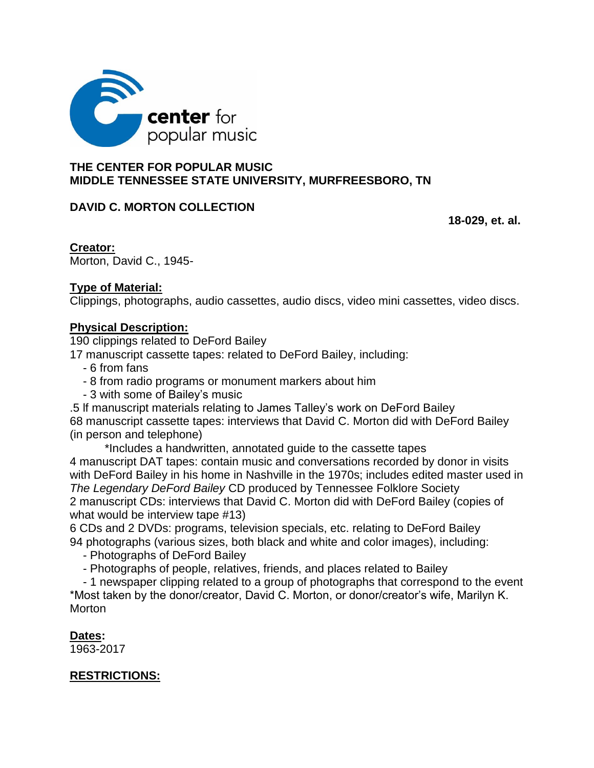center for popular music

**THE CENTER FOR POPULAR MUSIC**
**MIDDLE TENNESSEE STATE UNIVERSITY, MURFREESBORO, TN**

**DAVID C. MORTON COLLECTION**

**18-029, et. al.**

**Creator:**
Morton, David C., 1945-

**Type of Material:**
Clippings, photographs, audio cassettes, audio discs, video mini cassettes, video discs.

**Physical Description:**
190 clippings related to DeFord Bailey
17 manuscript cassette tapes: related to DeFord Bailey, including:
- 6 from fans
- 8 from radio programs or monument markers about him
- 3 with some of Bailey's music

.5 lf manuscript materials relating to James Talley's work on DeFord Bailey
68 manuscript cassette tapes: interviews that David C. Morton did with DeFord Bailey (in person and telephone)
*Includes a handwritten, annotated guide to the cassette tapes
4 manuscript DAT tapes: contain music and conversations recorded by donor in visits with DeFord Bailey in his home in Nashville in the 1970s; includes edited master used in *The Legendary DeFord Bailey* CD produced by Tennessee Folklore Society
2 manuscript CDs: interviews that David C. Morton did with DeFord Bailey (copies of what would be interview tape #13)
6 CDs and 2 DVDs: programs, television specials, etc. relating to DeFord Bailey
94 photographs (various sizes, both black and white and color images), including:
- Photographs of DeFord Bailey
- Photographs of people, relatives, friends, and places related to Bailey
- 1 newspaper clipping related to a group of photographs that correspond to the event

*Most taken by the donor/creator, David C. Morton, or donor/creator's wife, Marilyn K. Morton

**Dates:**
1963-2017

**RESTRICTIONS:**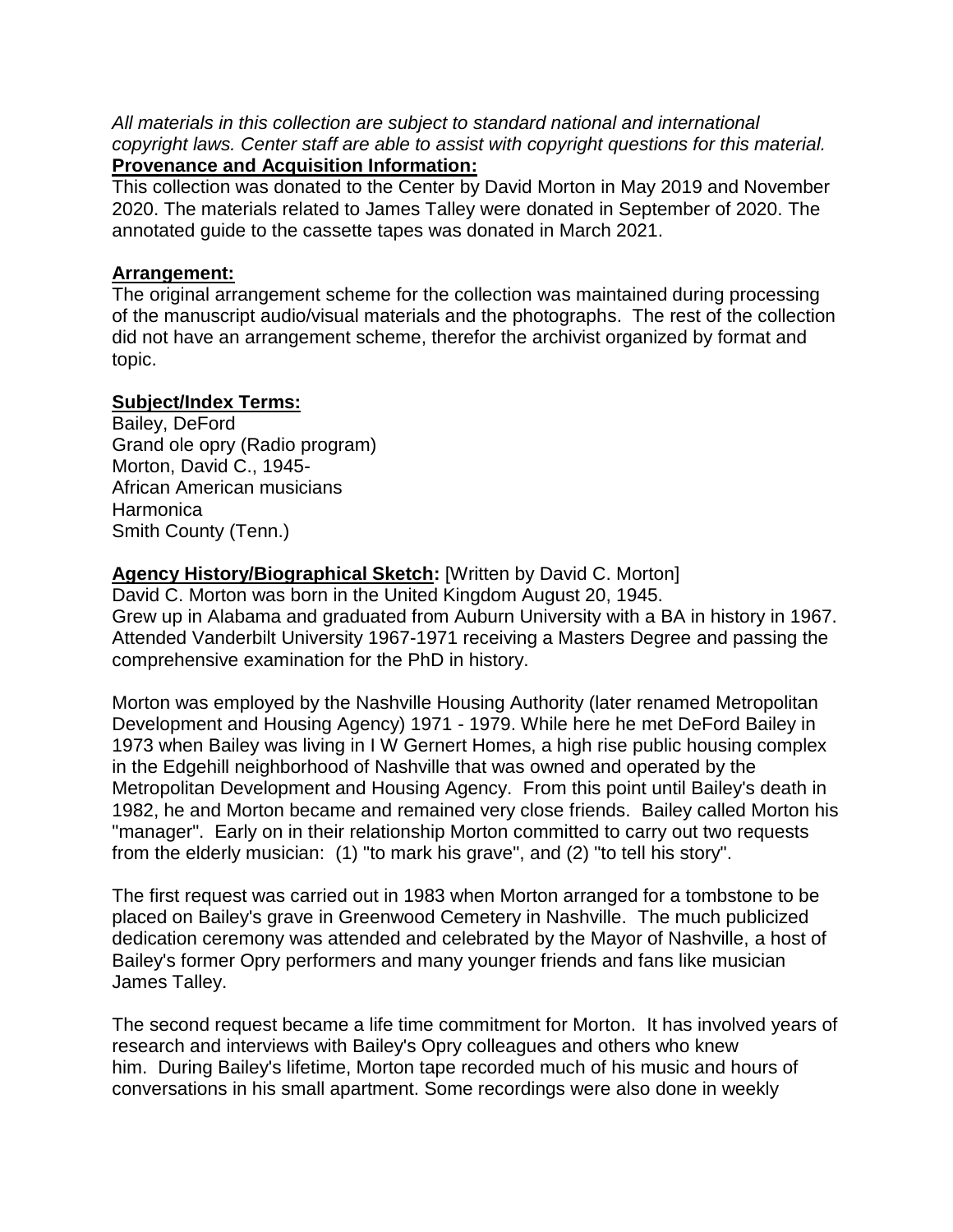*All materials in this collection are subject to standard national and international copyright laws. Center staff are able to assist with copyright questions for this material.*

**Provenance and Acquisition Information:**

This collection was donated to the Center by David Morton in May 2019 and November 2020. The materials related to James Talley were donated in September of 2020. The annotated guide to the cassette tapes was donated in March 2021.

**Arrangement:**

The original arrangement scheme for the collection was maintained during processing of the manuscript audio/visual materials and the photographs. The rest of the collection did not have an arrangement scheme, therefor the archivist organized by format and topic.

**Subject/Index Terms:**

Bailey, DeFord
Grand ole opry (Radio program)
Morton, David C., 1945-
African American musicians
Harmonica
Smith County (Tenn.)

**Agency History/Biographical Sketch:** [Written by David C. Morton]

David C. Morton was born in the United Kingdom August 20, 1945.
Grew up in Alabama and graduated from Auburn University with a BA in history in 1967. Attended Vanderbilt University 1967-1971 receiving a Masters Degree and passing the comprehensive examination for the PhD in history.

Morton was employed by the Nashville Housing Authority (later renamed Metropolitan Development and Housing Agency) 1971 - 1979. While here he met DeFord Bailey in 1973 when Bailey was living in I W Gernert Homes, a high rise public housing complex in the Edgehill neighborhood of Nashville that was owned and operated by the Metropolitan Development and Housing Agency. From this point until Bailey's death in 1982, he and Morton became and remained very close friends. Bailey called Morton his "manager". Early on in their relationship Morton committed to carry out two requests from the elderly musician: (1) "to mark his grave", and (2) "to tell his story".

The first request was carried out in 1983 when Morton arranged for a tombstone to be placed on Bailey's grave in Greenwood Cemetery in Nashville. The much publicized dedication ceremony was attended and celebrated by the Mayor of Nashville, a host of Bailey's former Opry performers and many younger friends and fans like musician James Talley.

The second request became a life time commitment for Morton. It has involved years of research and interviews with Bailey's Opry colleagues and others who knew him. During Bailey's lifetime, Morton tape recorded much of his music and hours of conversations in his small apartment. Some recordings were also done in weekly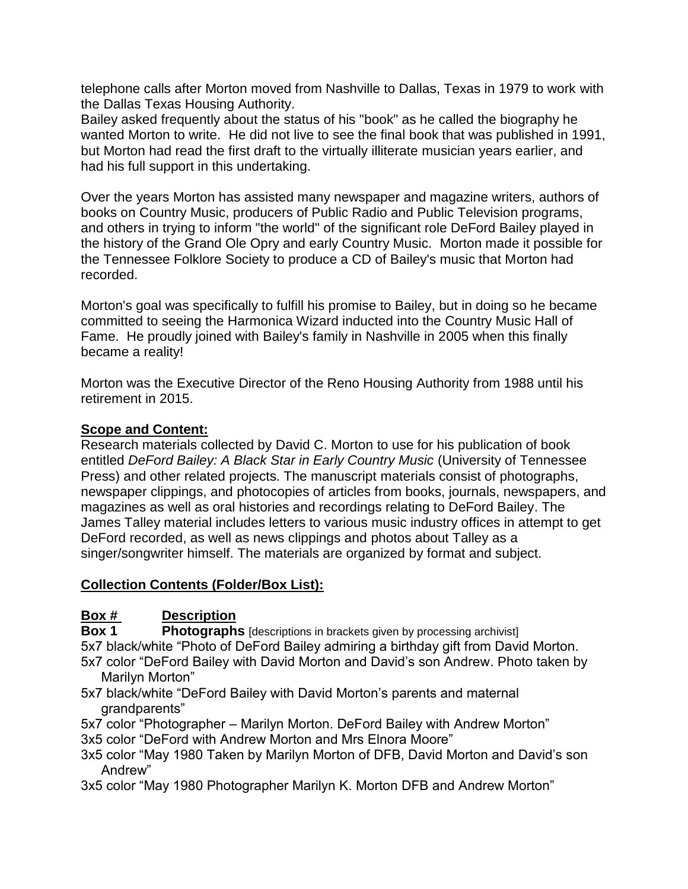telephone calls after Morton moved from Nashville to Dallas, Texas in 1979 to work with the Dallas Texas Housing Authority.
Bailey asked frequently about the status of his "book" as he called the biography he wanted Morton to write. He did not live to see the final book that was published in 1991, but Morton had read the first draft to the virtually illiterate musician years earlier, and had his full support in this undertaking.

Over the years Morton has assisted many newspaper and magazine writers, authors of books on Country Music, producers of Public Radio and Public Television programs, and others in trying to inform "the world" of the significant role DeFord Bailey played in the history of the Grand Ole Opry and early Country Music. Morton made it possible for the Tennessee Folklore Society to produce a CD of Bailey's music that Morton had recorded.

Morton's goal was specifically to fulfill his promise to Bailey, but in doing so he became committed to seeing the Harmonica Wizard inducted into the Country Music Hall of Fame. He proudly joined with Bailey's family in Nashville in 2005 when this finally became a reality!

Morton was the Executive Director of the Reno Housing Authority from 1988 until his retirement in 2015.

**Scope and Content:**
Research materials collected by David C. Morton to use for his publication of book entitled *DeFord Bailey: A Black Star in Early Country Music* (University of Tennessee Press) and other related projects. The manuscript materials consist of photographs, newspaper clippings, and photocopies of articles from books, journals, newspapers, and magazines as well as oral histories and recordings relating to DeFord Bailey. The James Talley material includes letters to various music industry offices in attempt to get DeFord recorded, as well as news clippings and photos about Talley as a singer/songwriter himself. The materials are organized by format and subject.

**Collection Contents (Folder/Box List):**

**Box #** **Description**

**Box 1** **Photographs** [descriptions in brackets given by processing archivist]

5x7 black/white "Photo of DeFord Bailey admiring a birthday gift from David Morton.
5x7 color "DeFord Bailey with David Morton and David's son Andrew. Photo taken by Marilyn Morton"
5x7 black/white "DeFord Bailey with David Morton's parents and maternal grandparents"
5x7 color "Photographer – Marilyn Morton. DeFord Bailey with Andrew Morton"
3x5 color "DeFord with Andrew Morton and Mrs Elnora Moore"
3x5 color "May 1980 Taken by Marilyn Morton of DFB, David Morton and David's son Andrew"
3x5 color "May 1980 Photographer Marilyn K. Morton DFB and Andrew Morton"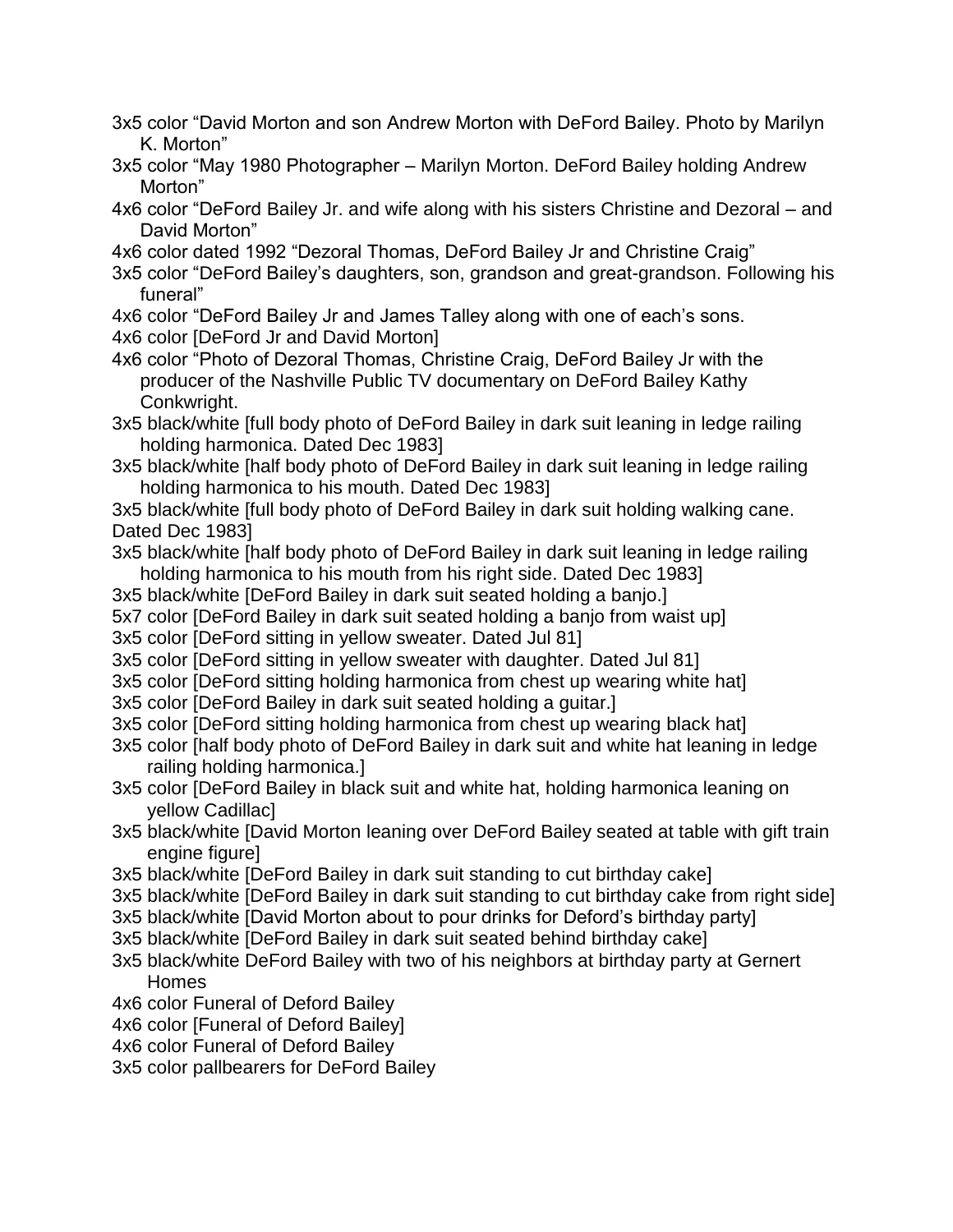3x5 color “David Morton and son Andrew Morton with DeFord Bailey. Photo by Marilyn K. Morton”

3x5 color “May 1980 Photographer – Marilyn Morton. DeFord Bailey holding Andrew Morton”

4x6 color “DeFord Bailey Jr. and wife along with his sisters Christine and Dezoral – and David Morton”

4x6 color dated 1992 “Dezoral Thomas, DeFord Bailey Jr and Christine Craig”

3x5 color “DeFord Bailey’s daughters, son, grandson and great-grandson. Following his funeral”

4x6 color “DeFord Bailey Jr and James Talley along with one of each’s sons.

4x6 color [DeFord Jr and David Morton]

4x6 color “Photo of Dezoral Thomas, Christine Craig, DeFord Bailey Jr with the producer of the Nashville Public TV documentary on DeFord Bailey Kathy Conkwright.

3x5 black/white [full body photo of DeFord Bailey in dark suit leaning in ledge railing holding harmonica. Dated Dec 1983]

3x5 black/white [half body photo of DeFord Bailey in dark suit leaning in ledge railing holding harmonica to his mouth. Dated Dec 1983]

3x5 black/white [full body photo of DeFord Bailey in dark suit holding walking cane. Dated Dec 1983]

3x5 black/white [half body photo of DeFord Bailey in dark suit leaning in ledge railing holding harmonica to his mouth from his right side. Dated Dec 1983]

3x5 black/white [DeFord Bailey in dark suit seated holding a banjo.]

5x7 color [DeFord Bailey in dark suit seated holding a banjo from waist up]

3x5 color [DeFord sitting in yellow sweater. Dated Jul 81]

3x5 color [DeFord sitting in yellow sweater with daughter. Dated Jul 81]

3x5 color [DeFord sitting holding harmonica from chest up wearing white hat]

3x5 color [DeFord Bailey in dark suit seated holding a guitar.]

3x5 color [DeFord sitting holding harmonica from chest up wearing black hat]

3x5 color [half body photo of DeFord Bailey in dark suit and white hat leaning in ledge railing holding harmonica.]

3x5 color [DeFord Bailey in black suit and white hat, holding harmonica leaning on yellow Cadillac]

3x5 black/white [David Morton leaning over DeFord Bailey seated at table with gift train engine figure]

3x5 black/white [DeFord Bailey in dark suit standing to cut birthday cake]

3x5 black/white [DeFord Bailey in dark suit standing to cut birthday cake from right side]

3x5 black/white [David Morton about to pour drinks for Deford’s birthday party]

3x5 black/white [DeFord Bailey in dark suit seated behind birthday cake]

3x5 black/white DeFord Bailey with two of his neighbors at birthday party at Gernert Homes

4x6 color Funeral of Deford Bailey

4x6 color [Funeral of Deford Bailey]

4x6 color Funeral of Deford Bailey

3x5 color pallbearers for DeFord Bailey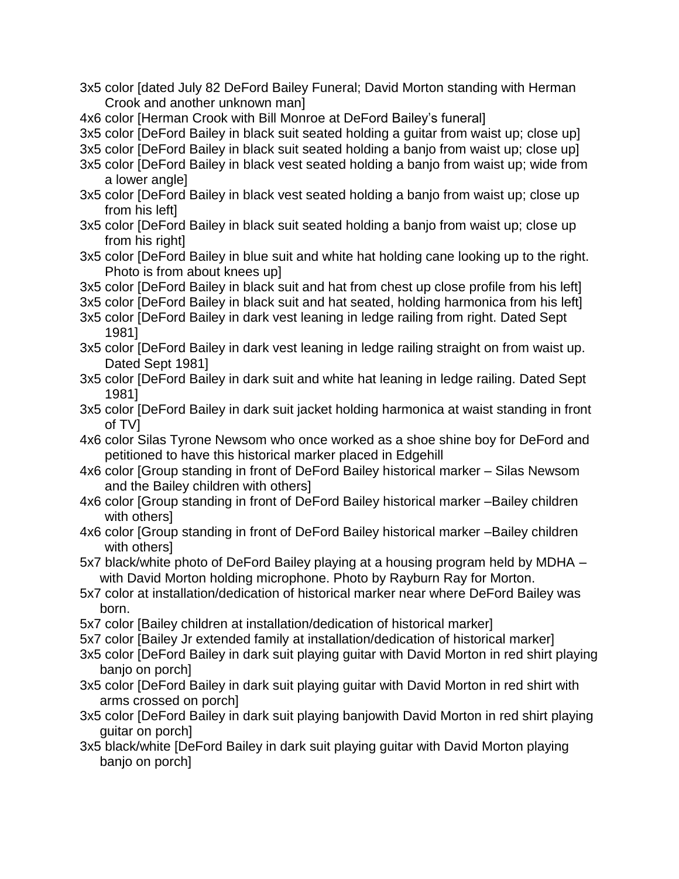3x5 color [dated July 82 DeFord Bailey Funeral; David Morton standing with Herman Crook and another unknown man]

4x6 color [Herman Crook with Bill Monroe at DeFord Bailey's funeral]

3x5 color [DeFord Bailey in black suit seated holding a guitar from waist up; close up]

3x5 color [DeFord Bailey in black suit seated holding a banjo from waist up; close up]

3x5 color [DeFord Bailey in black vest seated holding a banjo from waist up; wide from a lower angle]

3x5 color [DeFord Bailey in black vest seated holding a banjo from waist up; close up from his left]

3x5 color [DeFord Bailey in black suit seated holding a banjo from waist up; close up from his right]

3x5 color [DeFord Bailey in blue suit and white hat holding cane looking up to the right. Photo is from about knees up]

3x5 color [DeFord Bailey in black suit and hat from chest up close profile from his left]

3x5 color [DeFord Bailey in black suit and hat seated, holding harmonica from his left]

3x5 color [DeFord Bailey in dark vest leaning in ledge railing from right. Dated Sept 1981]

3x5 color [DeFord Bailey in dark vest leaning in ledge railing straight on from waist up. Dated Sept 1981]

3x5 color [DeFord Bailey in dark suit and white hat leaning in ledge railing. Dated Sept 1981]

3x5 color [DeFord Bailey in dark suit jacket holding harmonica at waist standing in front of TV]

4x6 color Silas Tyrone Newsom who once worked as a shoe shine boy for DeFord and petitioned to have this historical marker placed in Edgehill

4x6 color [Group standing in front of DeFord Bailey historical marker – Silas Newsom and the Bailey children with others]

4x6 color [Group standing in front of DeFord Bailey historical marker –Bailey children with others]

4x6 color [Group standing in front of DeFord Bailey historical marker –Bailey children with others]

5x7 black/white photo of DeFord Bailey playing at a housing program held by MDHA – with David Morton holding microphone. Photo by Rayburn Ray for Morton.

5x7 color at installation/dedication of historical marker near where DeFord Bailey was born.

5x7 color [Bailey children at installation/dedication of historical marker]

5x7 color [Bailey Jr extended family at installation/dedication of historical marker]

3x5 color [DeFord Bailey in dark suit playing guitar with David Morton in red shirt playing banjo on porch]

3x5 color [DeFord Bailey in dark suit playing guitar with David Morton in red shirt with arms crossed on porch]

3x5 color [DeFord Bailey in dark suit playing banjowith David Morton in red shirt playing guitar on porch]

3x5 black/white [DeFord Bailey in dark suit playing guitar with David Morton playing banjo on porch]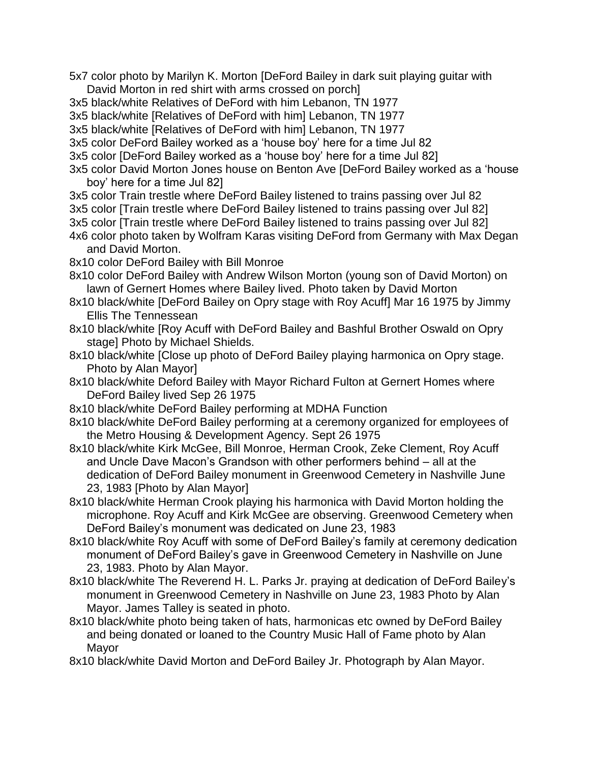5x7 color photo by Marilyn K. Morton [DeFord Bailey in dark suit playing guitar with David Morton in red shirt with arms crossed on porch]

3x5 black/white Relatives of DeFord with him Lebanon, TN 1977

3x5 black/white [Relatives of DeFord with him] Lebanon, TN 1977

3x5 black/white [Relatives of DeFord with him] Lebanon, TN 1977

3x5 color DeFord Bailey worked as a 'house boy' here for a time Jul 82

3x5 color [DeFord Bailey worked as a 'house boy' here for a time Jul 82]

3x5 color David Morton Jones house on Benton Ave [DeFord Bailey worked as a 'house boy' here for a time Jul 82]

3x5 color Train trestle where DeFord Bailey listened to trains passing over Jul 82

3x5 color [Train trestle where DeFord Bailey listened to trains passing over Jul 82]

3x5 color [Train trestle where DeFord Bailey listened to trains passing over Jul 82]

4x6 color photo taken by Wolfram Karas visiting DeFord from Germany with Max Degan and David Morton.

8x10 color DeFord Bailey with Bill Monroe

8x10 color DeFord Bailey with Andrew Wilson Morton (young son of David Morton) on lawn of Gernert Homes where Bailey lived. Photo taken by David Morton

8x10 black/white [DeFord Bailey on Opry stage with Roy Acuff] Mar 16 1975 by Jimmy Ellis The Tennessean

8x10 black/white [Roy Acuff with DeFord Bailey and Bashful Brother Oswald on Opry stage] Photo by Michael Shields.

8x10 black/white [Close up photo of DeFord Bailey playing harmonica on Opry stage. Photo by Alan Mayor]

8x10 black/white Deford Bailey with Mayor Richard Fulton at Gernert Homes where DeFord Bailey lived Sep 26 1975

8x10 black/white DeFord Bailey performing at MDHA Function

8x10 black/white DeFord Bailey performing at a ceremony organized for employees of the Metro Housing & Development Agency. Sept 26 1975

8x10 black/white Kirk McGee, Bill Monroe, Herman Crook, Zeke Clement, Roy Acuff and Uncle Dave Macon's Grandson with other performers behind – all at the dedication of DeFord Bailey monument in Greenwood Cemetery in Nashville June 23, 1983 [Photo by Alan Mayor]

8x10 black/white Herman Crook playing his harmonica with David Morton holding the microphone. Roy Acuff and Kirk McGee are observing. Greenwood Cemetery when DeFord Bailey's monument was dedicated on June 23, 1983

8x10 black/white Roy Acuff with some of DeFord Bailey's family at ceremony dedication monument of DeFord Bailey's gave in Greenwood Cemetery in Nashville on June 23, 1983. Photo by Alan Mayor.

8x10 black/white The Reverend H. L. Parks Jr. praying at dedication of DeFord Bailey's monument in Greenwood Cemetery in Nashville on June 23, 1983 Photo by Alan Mayor. James Talley is seated in photo.

8x10 black/white photo being taken of hats, harmonicas etc owned by DeFord Bailey and being donated or loaned to the Country Music Hall of Fame photo by Alan Mayor

8x10 black/white David Morton and DeFord Bailey Jr. Photograph by Alan Mayor.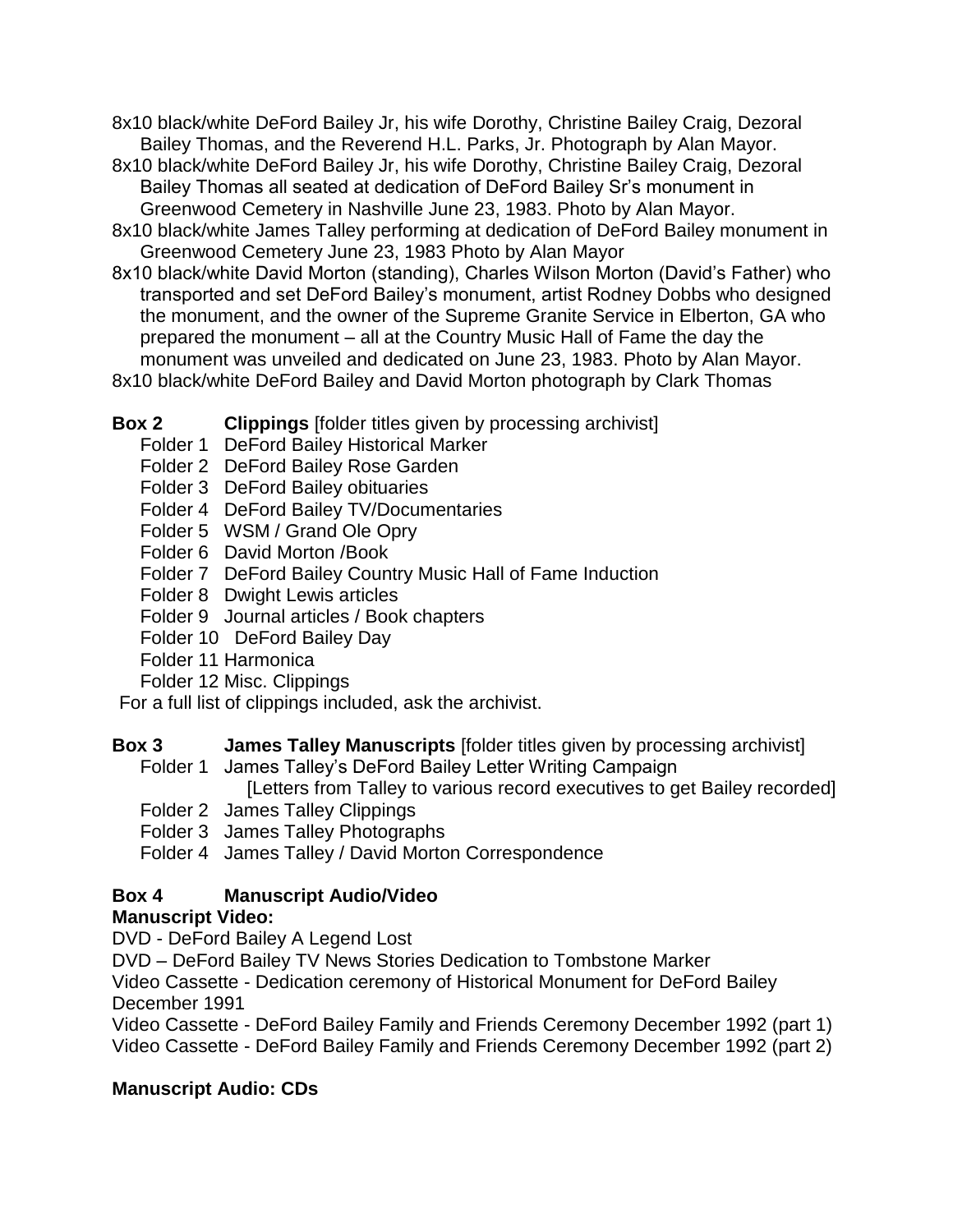8x10 black/white DeFord Bailey Jr, his wife Dorothy, Christine Bailey Craig, Dezoral Bailey Thomas, and the Reverend H.L. Parks, Jr. Photograph by Alan Mayor.

8x10 black/white DeFord Bailey Jr, his wife Dorothy, Christine Bailey Craig, Dezoral Bailey Thomas all seated at dedication of DeFord Bailey Sr's monument in Greenwood Cemetery in Nashville June 23, 1983. Photo by Alan Mayor.

8x10 black/white James Talley performing at dedication of DeFord Bailey monument in Greenwood Cemetery June 23, 1983 Photo by Alan Mayor

8x10 black/white David Morton (standing), Charles Wilson Morton (David's Father) who transported and set DeFord Bailey's monument, artist Rodney Dobbs who designed the monument, and the owner of the Supreme Granite Service in Elberton, GA who prepared the monument – all at the Country Music Hall of Fame the day the monument was unveiled and dedicated on June 23, 1983. Photo by Alan Mayor.

8x10 black/white DeFord Bailey and David Morton photograph by Clark Thomas

**Box 2 Clippings** [folder titles given by processing archivist]

- Folder 1 DeFord Bailey Historical Marker
- Folder 2 DeFord Bailey Rose Garden
- Folder 3 DeFord Bailey obituaries
- Folder 4 DeFord Bailey TV/Documentaries
- Folder 5 WSM / Grand Ole Opry
- Folder 6 David Morton /Book
- Folder 7 DeFord Bailey Country Music Hall of Fame Induction
- Folder 8 Dwight Lewis articles
- Folder 9 Journal articles / Book chapters
- Folder 10 DeFord Bailey Day
- Folder 11 Harmonica
- Folder 12 Misc. Clippings

For a full list of clippings included, ask the archivist.

**Box 3 James Talley Manuscripts** [folder titles given by processing archivist]

- Folder 1 James Talley's DeFord Bailey Letter Writing Campaign
  [Letters from Talley to various record executives to get Bailey recorded]
- Folder 2 James Talley Clippings
- Folder 3 James Talley Photographs
- Folder 4 James Talley / David Morton Correspondence

**Box 4 Manuscript Audio/Video**

**Manuscript Video:**

DVD - DeFord Bailey A Legend Lost

DVD – DeFord Bailey TV News Stories Dedication to Tombstone Marker

Video Cassette - Dedication ceremony of Historical Monument for DeFord Bailey December 1991

Video Cassette - DeFord Bailey Family and Friends Ceremony December 1992 (part 1)

Video Cassette - DeFord Bailey Family and Friends Ceremony December 1992 (part 2)

**Manuscript Audio: CDs**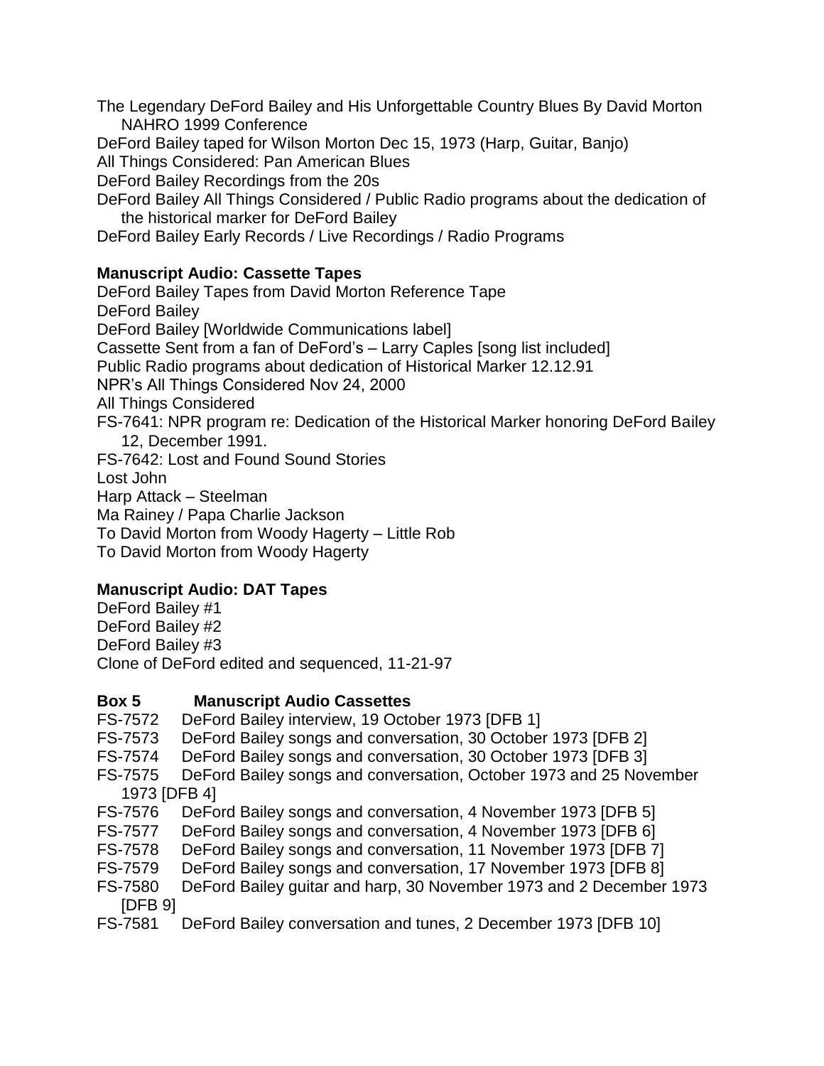The Legendary DeFord Bailey and His Unforgettable Country Blues By David Morton NAHRO 1999 Conference

DeFord Bailey taped for Wilson Morton Dec 15, 1973 (Harp, Guitar, Banjo)

All Things Considered: Pan American Blues

DeFord Bailey Recordings from the 20s

DeFord Bailey All Things Considered / Public Radio programs about the dedication of the historical marker for DeFord Bailey

DeFord Bailey Early Records / Live Recordings / Radio Programs

**Manuscript Audio: Cassette Tapes**

DeFord Bailey Tapes from David Morton Reference Tape

DeFord Bailey

DeFord Bailey [Worldwide Communications label]

Cassette Sent from a fan of DeFord's – Larry Caples [song list included]

Public Radio programs about dedication of Historical Marker 12.12.91

NPR's All Things Considered Nov 24, 2000

All Things Considered

FS-7641: NPR program re: Dedication of the Historical Marker honoring DeFord Bailey 12, December 1991.

FS-7642: Lost and Found Sound Stories

Lost John

Harp Attack – Steelman

Ma Rainey / Papa Charlie Jackson

To David Morton from Woody Hagerty – Little Rob

To David Morton from Woody Hagerty

**Manuscript Audio: DAT Tapes**

DeFord Bailey #1

DeFord Bailey #2

DeFord Bailey #3

Clone of DeFord edited and sequenced, 11-21-97

**Box 5 Manuscript Audio Cassettes**

FS-7572 DeFord Bailey interview, 19 October 1973 [DFB 1]

FS-7573 DeFord Bailey songs and conversation, 30 October 1973 [DFB 2]

FS-7574 DeFord Bailey songs and conversation, 30 October 1973 [DFB 3]

FS-7575 DeFord Bailey songs and conversation, October 1973 and 25 November 1973 [DFB 4]

FS-7576 DeFord Bailey songs and conversation, 4 November 1973 [DFB 5]

FS-7577 DeFord Bailey songs and conversation, 4 November 1973 [DFB 6]

FS-7578 DeFord Bailey songs and conversation, 11 November 1973 [DFB 7]

FS-7579 DeFord Bailey songs and conversation, 17 November 1973 [DFB 8]

FS-7580 DeFord Bailey guitar and harp, 30 November 1973 and 2 December 1973 [DFB 9]

FS-7581 DeFord Bailey conversation and tunes, 2 December 1973 [DFB 10]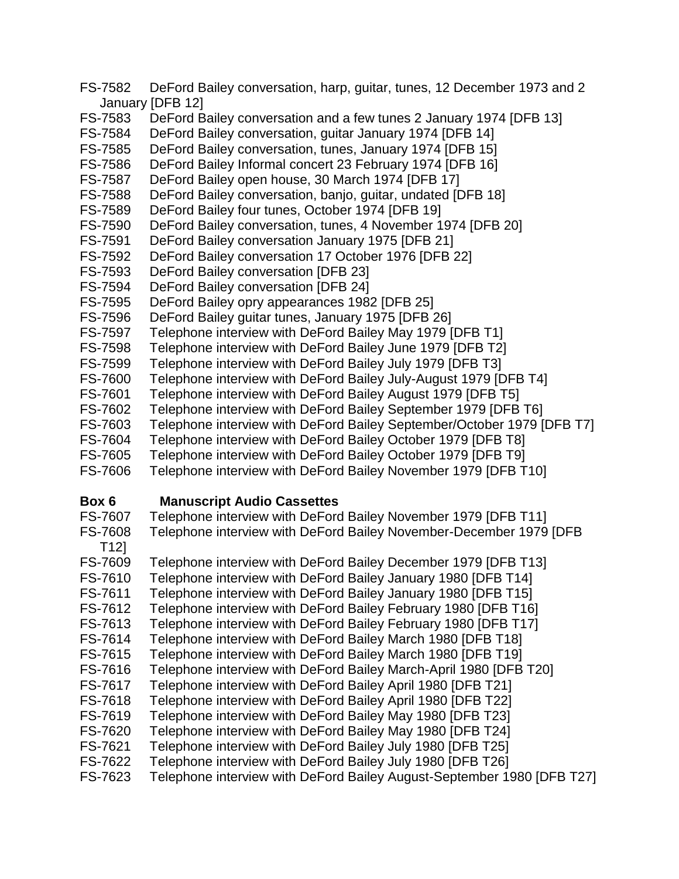FS-7582 DeFord Bailey conversation, harp, guitar, tunes, 12 December 1973 and 2 January [DFB 12]
FS-7583 DeFord Bailey conversation and a few tunes 2 January 1974 [DFB 13]
FS-7584 DeFord Bailey conversation, guitar January 1974 [DFB 14]
FS-7585 DeFord Bailey conversation, tunes, January 1974 [DFB 15]
FS-7586 DeFord Bailey Informal concert 23 February 1974 [DFB 16]
FS-7587 DeFord Bailey open house, 30 March 1974 [DFB 17]
FS-7588 DeFord Bailey conversation, banjo, guitar, undated [DFB 18]
FS-7589 DeFord Bailey four tunes, October 1974 [DFB 19]
FS-7590 DeFord Bailey conversation, tunes, 4 November 1974 [DFB 20]
FS-7591 DeFord Bailey conversation January 1975 [DFB 21]
FS-7592 DeFord Bailey conversation 17 October 1976 [DFB 22]
FS-7593 DeFord Bailey conversation [DFB 23]
FS-7594 DeFord Bailey conversation [DFB 24]
FS-7595 DeFord Bailey opry appearances 1982 [DFB 25]
FS-7596 DeFord Bailey guitar tunes, January 1975 [DFB 26]
FS-7597 Telephone interview with DeFord Bailey May 1979 [DFB T1]
FS-7598 Telephone interview with DeFord Bailey June 1979 [DFB T2]
FS-7599 Telephone interview with DeFord Bailey July 1979 [DFB T3]
FS-7600 Telephone interview with DeFord Bailey July-August 1979 [DFB T4]
FS-7601 Telephone interview with DeFord Bailey August 1979 [DFB T5]
FS-7602 Telephone interview with DeFord Bailey September 1979 [DFB T6]
FS-7603 Telephone interview with DeFord Bailey September/October 1979 [DFB T7]
FS-7604 Telephone interview with DeFord Bailey October 1979 [DFB T8]
FS-7605 Telephone interview with DeFord Bailey October 1979 [DFB T9]
FS-7606 Telephone interview with DeFord Bailey November 1979 [DFB T10]

**Box 6 Manuscript Audio Cassettes**

FS-7607 Telephone interview with DeFord Bailey November 1979 [DFB T11]
FS-7608 Telephone interview with DeFord Bailey November-December 1979 [DFB T12]
FS-7609 Telephone interview with DeFord Bailey December 1979 [DFB T13]
FS-7610 Telephone interview with DeFord Bailey January 1980 [DFB T14]
FS-7611 Telephone interview with DeFord Bailey January 1980 [DFB T15]
FS-7612 Telephone interview with DeFord Bailey February 1980 [DFB T16]
FS-7613 Telephone interview with DeFord Bailey February 1980 [DFB T17]
FS-7614 Telephone interview with DeFord Bailey March 1980 [DFB T18]
FS-7615 Telephone interview with DeFord Bailey March 1980 [DFB T19]
FS-7616 Telephone interview with DeFord Bailey March-April 1980 [DFB T20]
FS-7617 Telephone interview with DeFord Bailey April 1980 [DFB T21]
FS-7618 Telephone interview with DeFord Bailey April 1980 [DFB T22]
FS-7619 Telephone interview with DeFord Bailey May 1980 [DFB T23]
FS-7620 Telephone interview with DeFord Bailey May 1980 [DFB T24]
FS-7621 Telephone interview with DeFord Bailey July 1980 [DFB T25]
FS-7622 Telephone interview with DeFord Bailey July 1980 [DFB T26]
FS-7623 Telephone interview with DeFord Bailey August-September 1980 [DFB T27]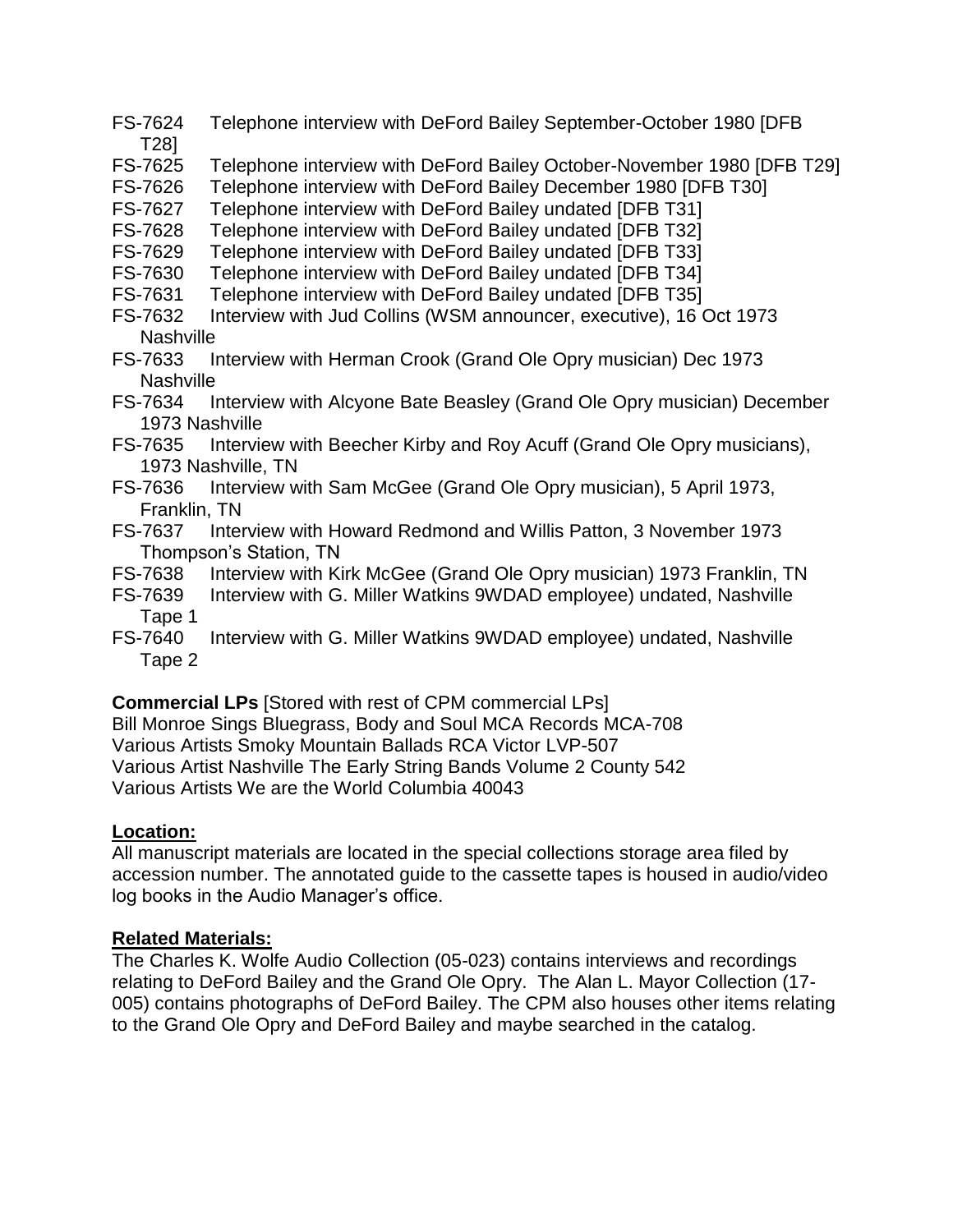FS-7624 Telephone interview with DeFord Bailey September-October 1980 [DFB T28]
FS-7625 Telephone interview with DeFord Bailey October-November 1980 [DFB T29]
FS-7626 Telephone interview with DeFord Bailey December 1980 [DFB T30]
FS-7627 Telephone interview with DeFord Bailey undated [DFB T31]
FS-7628 Telephone interview with DeFord Bailey undated [DFB T32]
FS-7629 Telephone interview with DeFord Bailey undated [DFB T33]
FS-7630 Telephone interview with DeFord Bailey undated [DFB T34]
FS-7631 Telephone interview with DeFord Bailey undated [DFB T35]
FS-7632 Interview with Jud Collins (WSM announcer, executive), 16 Oct 1973 Nashville
FS-7633 Interview with Herman Crook (Grand Ole Opry musician) Dec 1973 Nashville
FS-7634 Interview with Alcyone Bate Beasley (Grand Ole Opry musician) December 1973 Nashville
FS-7635 Interview with Beecher Kirby and Roy Acuff (Grand Ole Opry musicians), 1973 Nashville, TN
FS-7636 Interview with Sam McGee (Grand Ole Opry musician), 5 April 1973, Franklin, TN
FS-7637 Interview with Howard Redmond and Willis Patton, 3 November 1973 Thompson's Station, TN
FS-7638 Interview with Kirk McGee (Grand Ole Opry musician) 1973 Franklin, TN
FS-7639 Interview with G. Miller Watkins 9WDAD employee) undated, Nashville Tape 1
FS-7640 Interview with G. Miller Watkins 9WDAD employee) undated, Nashville Tape 2

**Commercial LPs** [Stored with rest of CPM commercial LPs]
Bill Monroe Sings Bluegrass, Body and Soul MCA Records MCA-708
Various Artists Smoky Mountain Ballads RCA Victor LVP-507
Various Artist Nashville The Early String Bands Volume 2 County 542
Various Artists We are the World Columbia 40043

**Location:**

All manuscript materials are located in the special collections storage area filed by accession number. The annotated guide to the cassette tapes is housed in audio/video log books in the Audio Manager's office.

**Related Materials:**

The Charles K. Wolfe Audio Collection (05-023) contains interviews and recordings relating to DeFord Bailey and the Grand Ole Opry. The Alan L. Mayor Collection (17-005) contains photographs of DeFord Bailey. The CPM also houses other items relating to the Grand Ole Opry and DeFord Bailey and maybe searched in the catalog.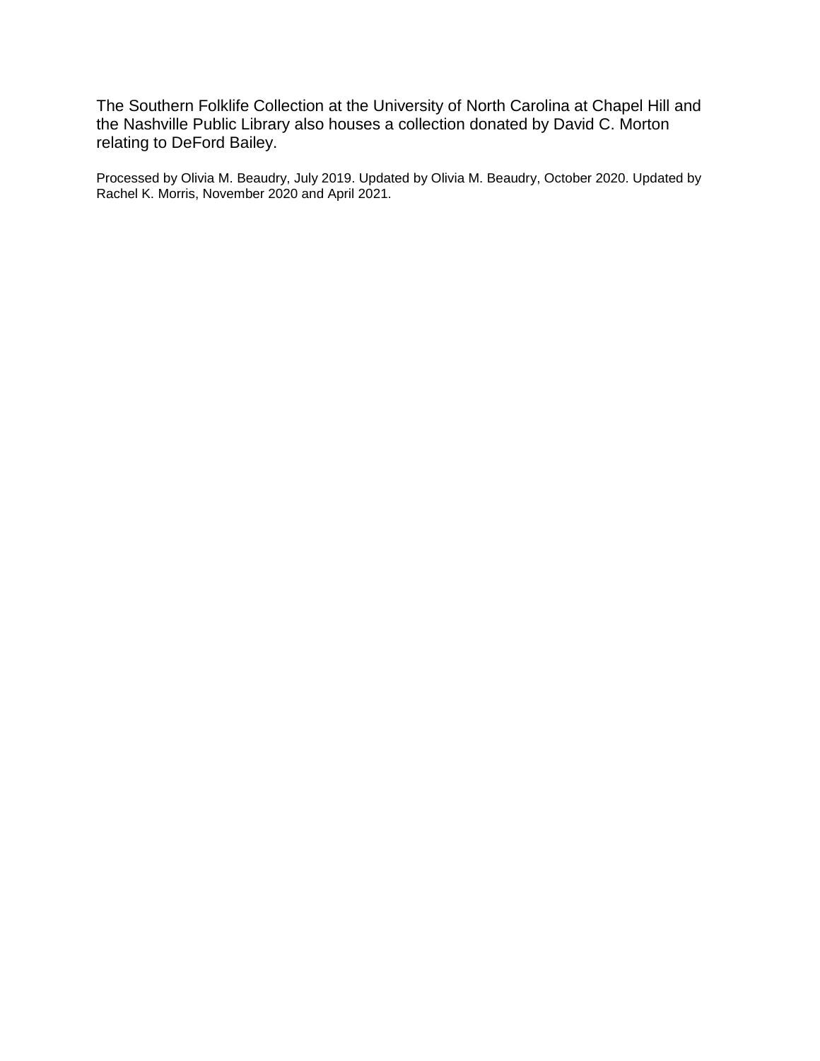The Southern Folklife Collection at the University of North Carolina at Chapel Hill and the Nashville Public Library also houses a collection donated by David C. Morton relating to DeFord Bailey.

Processed by Olivia M. Beaudry, July 2019. Updated by Olivia M. Beaudry, October 2020. Updated by Rachel K. Morris, November 2020 and April 2021.